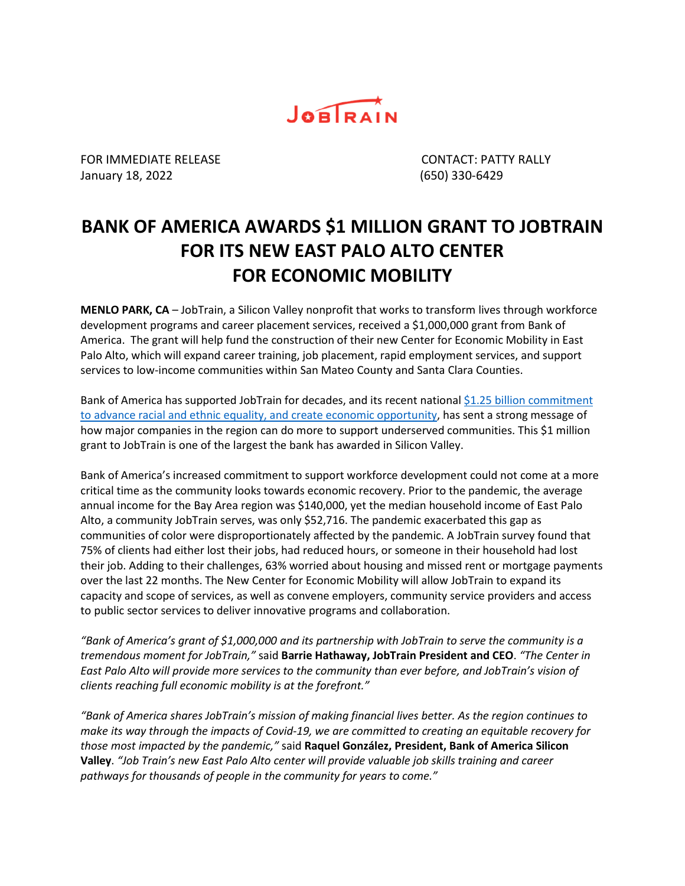JOBTRAIN

FOR IMMEDIATE RELEASE
January 18, 2022

CONTACT: PATTY RALLY
(650) 330-6429

# BANK OF AMERICA AWARDS $1 MILLION GRANT TO JOBTRAIN FOR ITS NEW EAST PALO ALTO CENTER FOR ECONOMIC MOBILITY

**MENLO PARK, CA** – JobTrain, a Silicon Valley nonprofit that works to transform lives through workforce development programs and career placement services, received a $1,000,000 grant from Bank of America. The grant will help fund the construction of their new Center for Economic Mobility in East Palo Alto, which will expand career training, job placement, rapid employment services, and support services to low-income communities within San Mateo County and Santa Clara Counties.

Bank of America has supported JobTrain for decades, and its recent national $1.25 billion commitment to advance racial and ethnic equality, and create economic opportunity, has sent a strong message of how major companies in the region can do more to support underserved communities. This $1 million grant to JobTrain is one of the largest the bank has awarded in Silicon Valley.

Bank of America's increased commitment to support workforce development could not come at a more critical time as the community looks towards economic recovery. Prior to the pandemic, the average annual income for the Bay Area region was $140,000, yet the median household income of East Palo Alto, a community JobTrain serves, was only $52,716. The pandemic exacerbated this gap as communities of color were disproportionately affected by the pandemic. A JobTrain survey found that 75% of clients had either lost their jobs, had reduced hours, or someone in their household had lost their job. Adding to their challenges, 63% worried about housing and missed rent or mortgage payments over the last 22 months. The New Center for Economic Mobility will allow JobTrain to expand its capacity and scope of services, as well as convene employers, community service providers and access to public sector services to deliver innovative programs and collaboration.

*"Bank of America's grant of $1,000,000 and its partnership with JobTrain to serve the community is a tremendous moment for JobTrain,"* said **Barrie Hathaway, JobTrain President and CEO**. *"The Center in East Palo Alto will provide more services to the community than ever before, and JobTrain's vision of clients reaching full economic mobility is at the forefront."*

*"Bank of America shares JobTrain's mission of making financial lives better. As the region continues to make its way through the impacts of Covid-19, we are committed to creating an equitable recovery for those most impacted by the pandemic,"* said **Raquel González, President, Bank of America Silicon Valley**. *"Job Train's new East Palo Alto center will provide valuable job skills training and career pathways for thousands of people in the community for years to come."*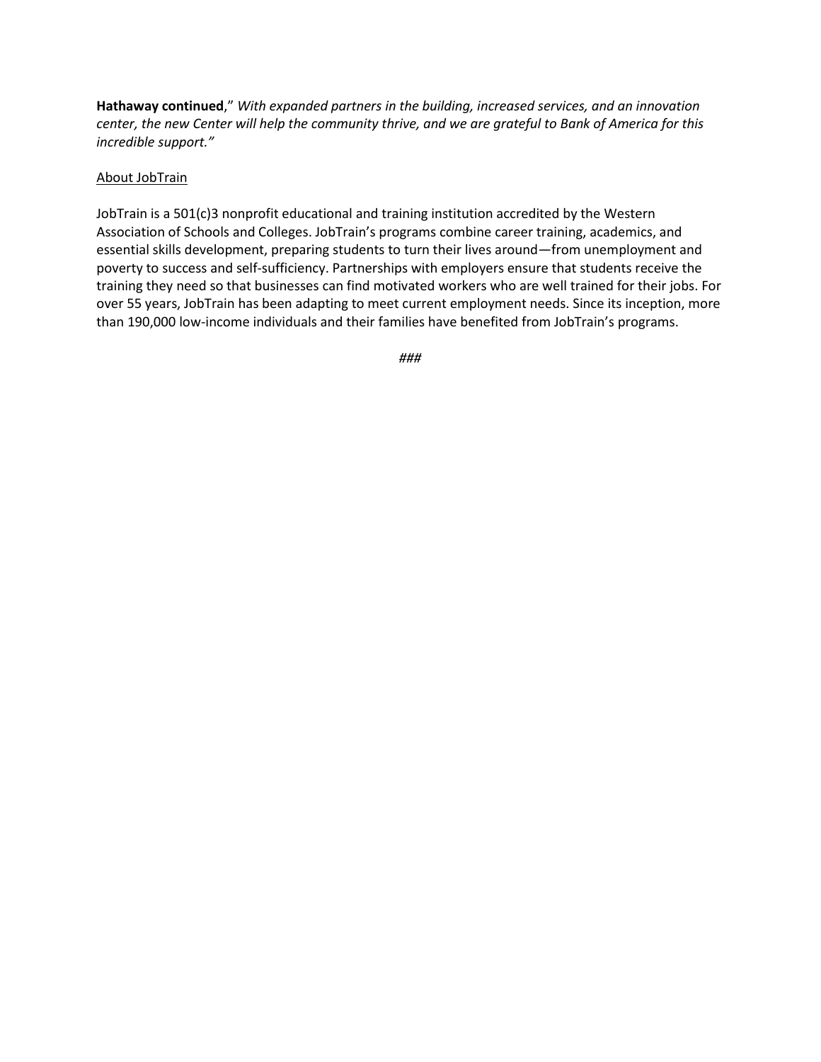**Hathaway continued**," *With expanded partners in the building, increased services, and an innovation center, the new Center will help the community thrive, and we are grateful to Bank of America for this incredible support."*

<u>About JobTrain</u>

JobTrain is a 501(c)3 nonprofit educational and training institution accredited by the Western Association of Schools and Colleges. JobTrain's programs combine career training, academics, and essential skills development, preparing students to turn their lives around—from unemployment and poverty to success and self-sufficiency. Partnerships with employers ensure that students receive the training they need so that businesses can find motivated workers who are well trained for their jobs. For over 55 years, JobTrain has been adapting to meet current employment needs. Since its inception, more than 190,000 low-income individuals and their families have benefited from JobTrain's programs.

###